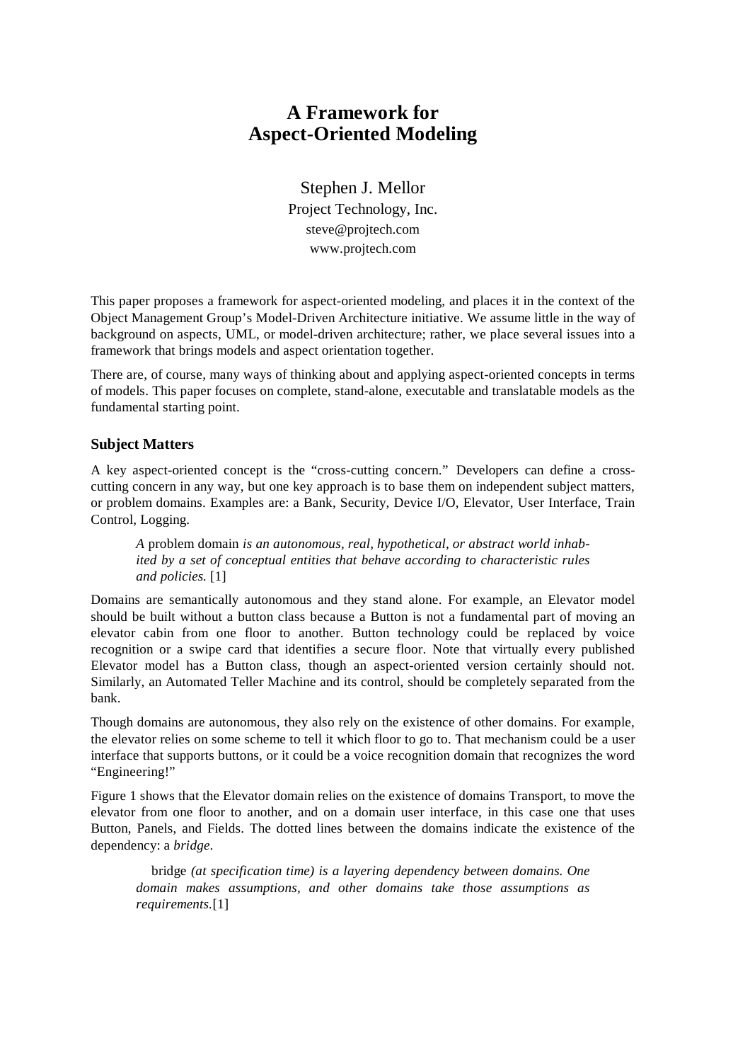# A Framework for Aspect-Oriented Modeling

Stephen J. Mellor
Project Technology, Inc.
steve@projtech.com
www.projtech.com

This paper proposes a framework for aspect-oriented modeling, and places it in the context of the Object Management Group's Model-Driven Architecture initiative. We assume little in the way of background on aspects, UML, or model-driven architecture; rather, we place several issues into a framework that brings models and aspect orientation together.

There are, of course, many ways of thinking about and applying aspect-oriented concepts in terms of models. This paper focuses on complete, stand-alone, executable and translatable models as the fundamental starting point.

## Subject Matters

A key aspect-oriented concept is the "cross-cutting concern." Developers can define a cross-cutting concern in any way, but one key approach is to base them on independent subject matters, or problem domains. Examples are: a Bank, Security, Device I/O, Elevator, User Interface, Train Control, Logging.

> *A* problem domain *is an autonomous, real, hypothetical, or abstract world inhabited by a set of conceptual entities that behave according to characteristic rules and policies.* [1]

Domains are semantically autonomous and they stand alone. For example, an Elevator model should be built without a button class because a Button is not a fundamental part of moving an elevator cabin from one floor to another. Button technology could be replaced by voice recognition or a swipe card that identifies a secure floor. Note that virtually every published Elevator model has a Button class, though an aspect-oriented version certainly should not. Similarly, an Automated Teller Machine and its control, should be completely separated from the bank.

Though domains are autonomous, they also rely on the existence of other domains. For example, the elevator relies on some scheme to tell it which floor to go to. That mechanism could be a user interface that supports buttons, or it could be a voice recognition domain that recognizes the word "Engineering!"

Figure 1 shows that the Elevator domain relies on the existence of domains Transport, to move the elevator from one floor to another, and on a domain user interface, in this case one that uses Button, Panels, and Fields. The dotted lines between the domains indicate the existence of the dependency: a *bridge*.

> bridge *(at specification time) is a layering dependency between domains. One domain makes assumptions, and other domains take those assumptions as requirements.*[1]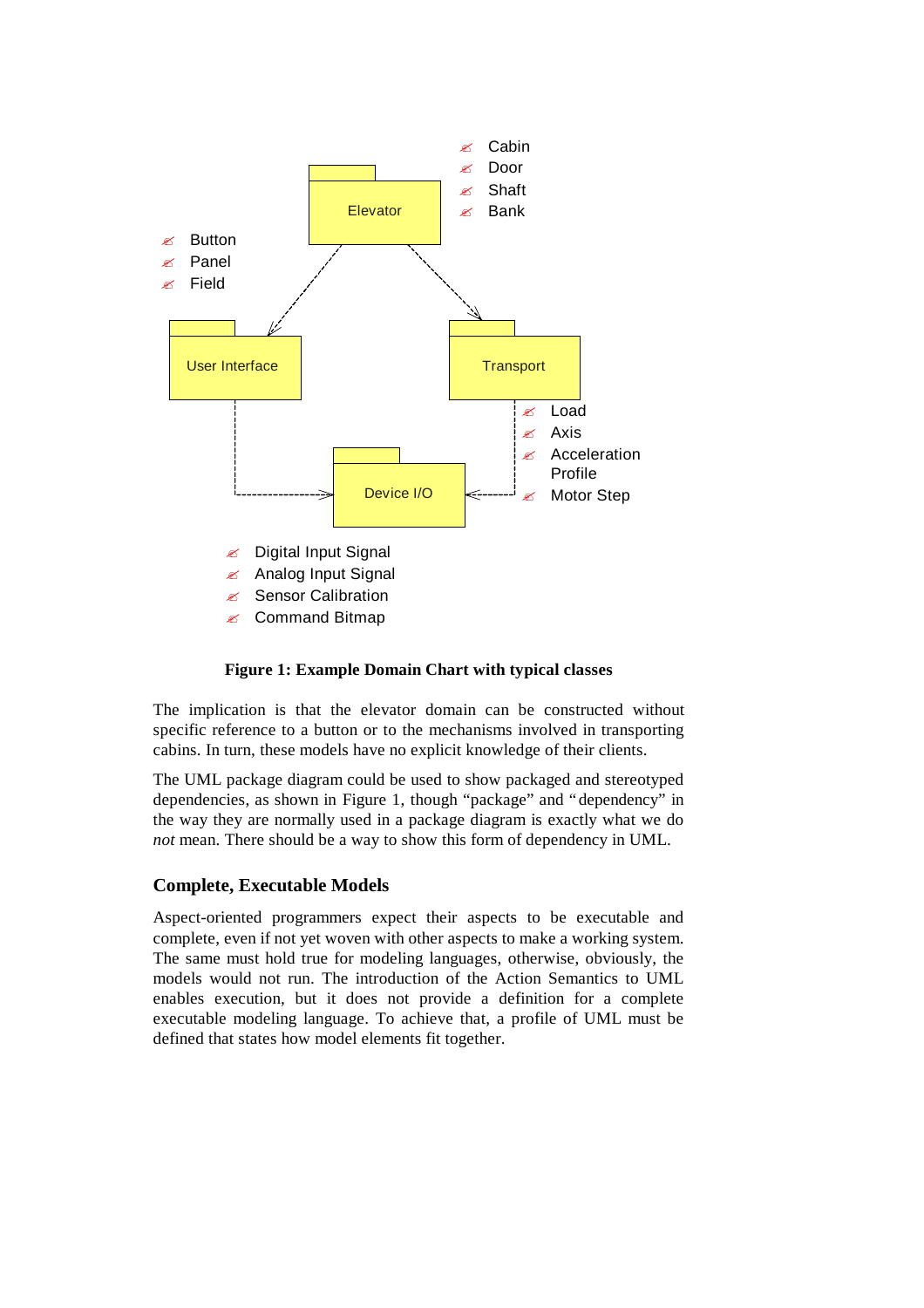- Cabin
- Door
- Shaft
- Bank

Elevator

- Button
- Panel
- Field

User Interface

Transport

- Load
- Axis
- Acceleration Profile
- Motor Step

Device I/O

- Digital Input Signal
- Analog Input Signal
- Sensor Calibration
- Command Bitmap

**Figure 1: Example Domain Chart with typical classes**

The implication is that the elevator domain can be constructed without specific reference to a button or to the mechanisms involved in transporting cabins. In turn, these models have no explicit knowledge of their clients.

The UML package diagram could be used to show packaged and stereotyped dependencies, as shown in Figure 1, though "package" and "dependency" in the way they are normally used in a package diagram is exactly what we do *not* mean. There should be a way to show this form of dependency in UML.

## Complete, Executable Models

Aspect-oriented programmers expect their aspects to be executable and complete, even if not yet woven with other aspects to make a working system. The same must hold true for modeling languages, otherwise, obviously, the models would not run. The introduction of the Action Semantics to UML enables execution, but it does not provide a definition for a complete executable modeling language. To achieve that, a profile of UML must be defined that states how model elements fit together.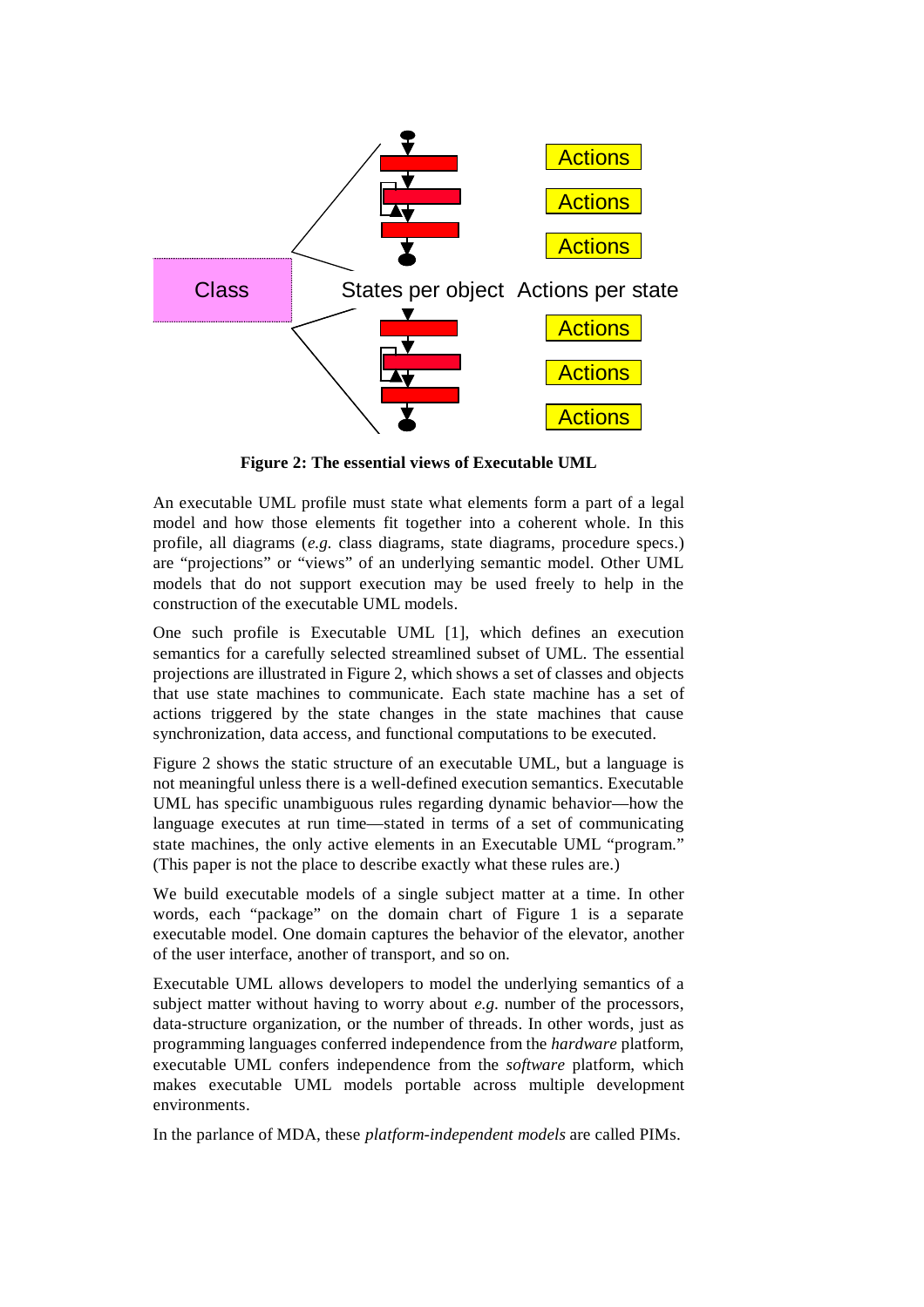**Figure 2: The essential views of Executable UML**

An executable UML profile must state what elements form a part of a legal model and how those elements fit together into a coherent whole. In this profile, all diagrams (*e.g.* class diagrams, state diagrams, procedure specs.) are "projections" or "views" of an underlying semantic model. Other UML models that do not support execution may be used freely to help in the construction of the executable UML models.

One such profile is Executable UML [1], which defines an execution semantics for a carefully selected streamlined subset of UML. The essential projections are illustrated in Figure 2, which shows a set of classes and objects that use state machines to communicate. Each state machine has a set of actions triggered by the state changes in the state machines that cause synchronization, data access, and functional computations to be executed.

Figure 2 shows the static structure of an executable UML, but a language is not meaningful unless there is a well-defined execution semantics. Executable UML has specific unambiguous rules regarding dynamic behavior—how the language executes at run time—stated in terms of a set of communicating state machines, the only active elements in an Executable UML "program." (This paper is not the place to describe exactly what these rules are.)

We build executable models of a single subject matter at a time. In other words, each "package" on the domain chart of Figure 1 is a separate executable model. One domain captures the behavior of the elevator, another of the user interface, another of transport, and so on.

Executable UML allows developers to model the underlying semantics of a subject matter without having to worry about *e.g.* number of the processors, data-structure organization, or the number of threads. In other words, just as programming languages conferred independence from the *hardware* platform, executable UML confers independence from the *software* platform, which makes executable UML models portable across multiple development environments.

In the parlance of MDA, these *platform-independent models* are called PIMs.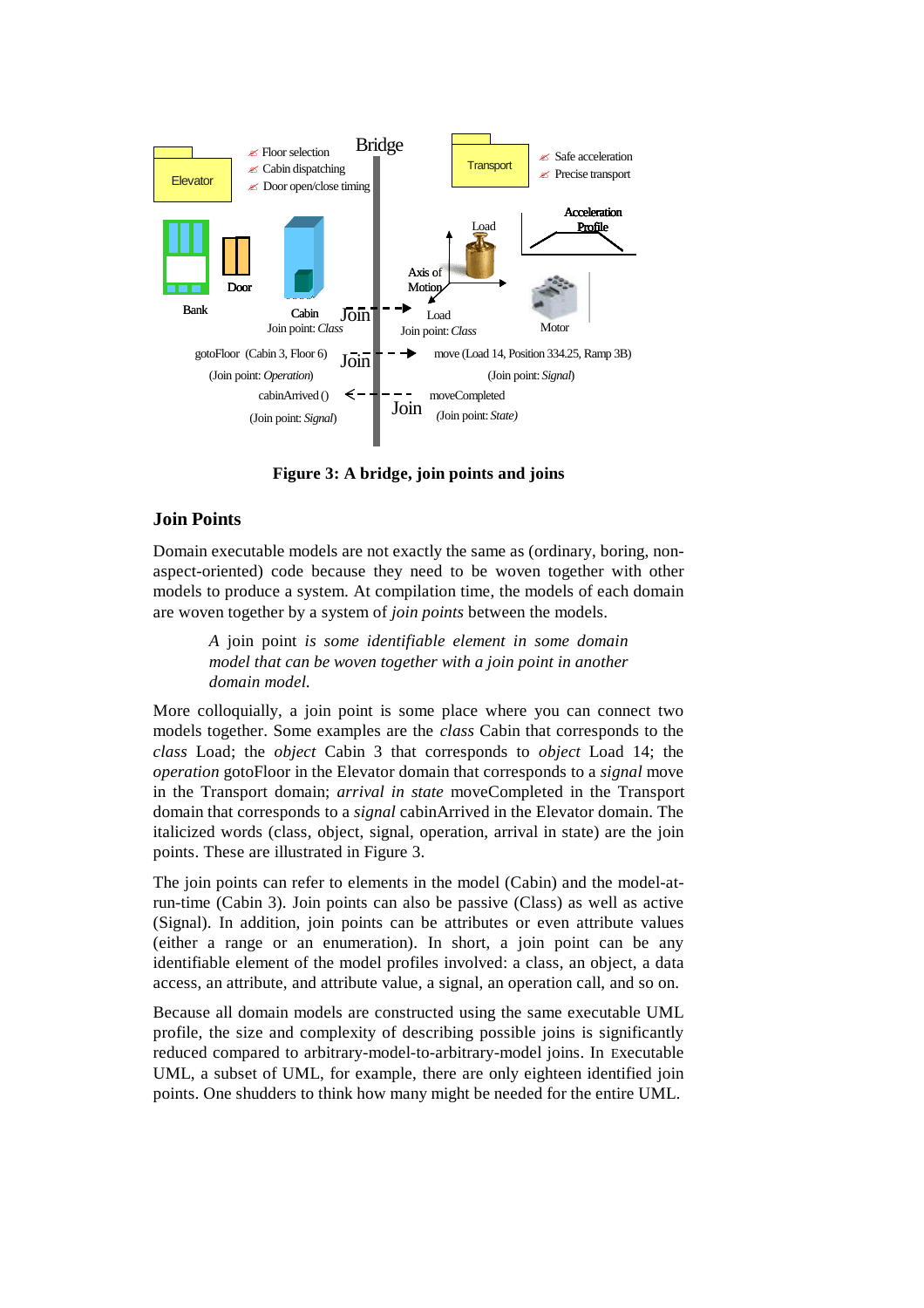**Figure 3: A bridge, join points and joins**

## Join Points

Domain executable models are not exactly the same as (ordinary, boring, non-aspect-oriented) code because they need to be woven together with other models to produce a system. At compilation time, the models of each domain are woven together by a system of *join points* between the models.

> *A* join point *is some identifiable element in some domain model that can be woven together with a join point in another domain model.*

More colloquially, a join point is some place where you can connect two models together. Some examples are the *class* Cabin that corresponds to the *class* Load; the *object* Cabin 3 that corresponds to *object* Load 14; the *operation* gotoFloor in the Elevator domain that corresponds to a *signal* move in the Transport domain; *arrival in state* moveCompleted in the Transport domain that corresponds to a *signal* cabinArrived in the Elevator domain. The italicized words (class, object, signal, operation, arrival in state) are the join points. These are illustrated in Figure 3.

The join points can refer to elements in the model (Cabin) and the model-at-run-time (Cabin 3). Join points can also be passive (Class) as well as active (Signal). In addition, join points can be attributes or even attribute values (either a range or an enumeration). In short, a join point can be any identifiable element of the model profiles involved: a class, an object, a data access, an attribute, and attribute value, a signal, an operation call, and so on.

Because all domain models are constructed using the same executable UML profile, the size and complexity of describing possible joins is significantly reduced compared to arbitrary-model-to-arbitrary-model joins. In Executable UML, a subset of UML, for example, there are only eighteen identified join points. One shudders to think how many might be needed for the entire UML.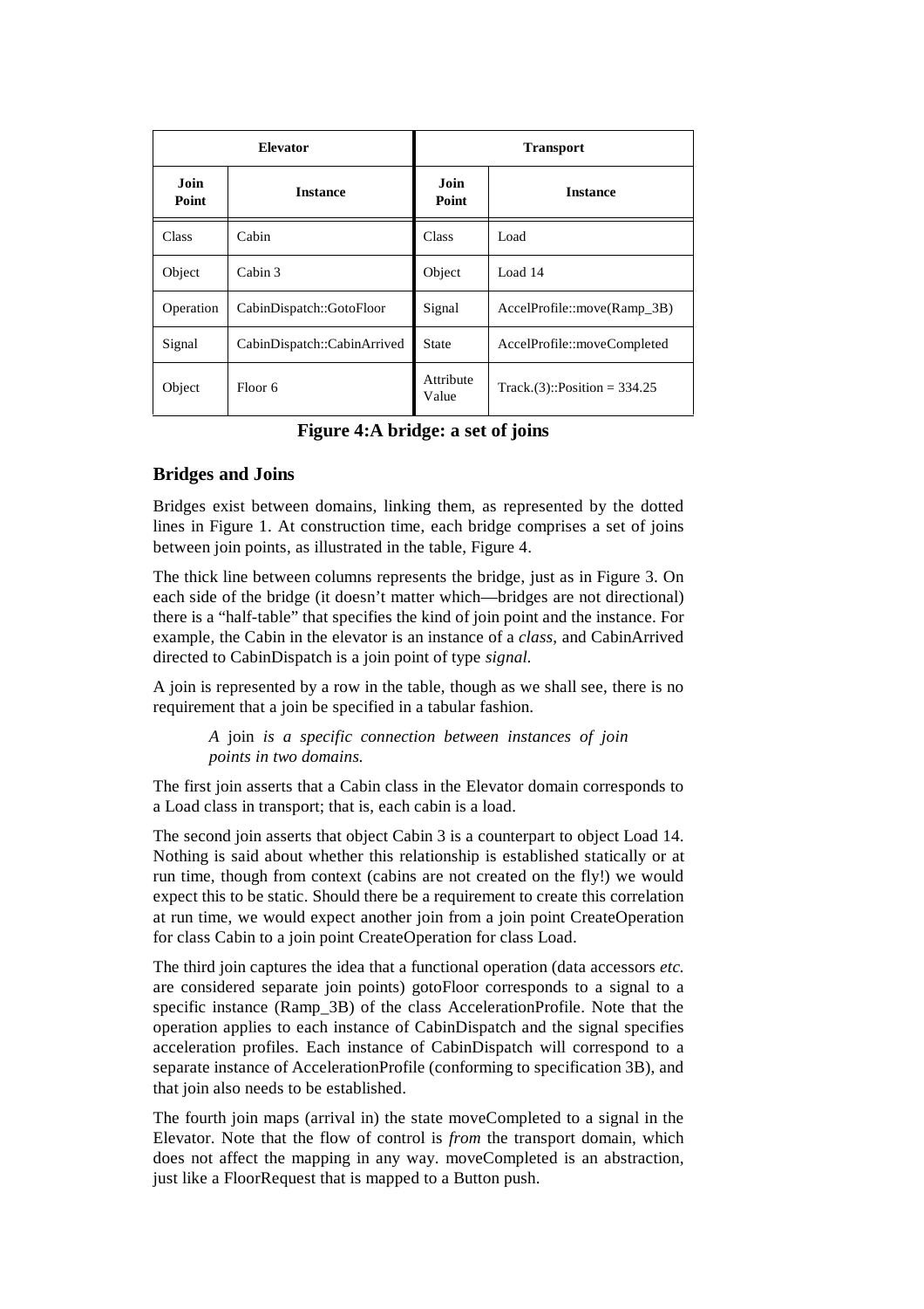| Elevator | | Transport | |
|---|---|---|---|
| **Join Point** | **Instance** | **Join Point** | **Instance** |
| Class | Cabin | Class | Load |
| Object | Cabin 3 | Object | Load 14 |
| Operation | CabinDispatch::GotoFloor | Signal | AccelProfile::move(Ramp_3B) |
| Signal | CabinDispatch::CabinArrived | State | AccelProfile::moveCompleted |
| Object | Floor 6 | Attribute Value | Track.(3)::Position = 334.25 |

**Figure 4:A bridge: a set of joins**

### Bridges and Joins

Bridges exist between domains, linking them, as represented by the dotted lines in Figure 1. At construction time, each bridge comprises a set of joins between join points, as illustrated in the table, Figure 4.

The thick line between columns represents the bridge, just as in Figure 3. On each side of the bridge (it doesn't matter which—bridges are not directional) there is a "half-table" that specifies the kind of join point and the instance. For example, the Cabin in the elevator is an instance of a *class*, and CabinArrived directed to CabinDispatch is a join point of type *signal.*

A join is represented by a row in the table, though as we shall see, there is no requirement that a join be specified in a tabular fashion.

> *A* join *is a specific connection between instances of join points in two domains.*

The first join asserts that a Cabin class in the Elevator domain corresponds to a Load class in transport; that is, each cabin is a load.

The second join asserts that object Cabin 3 is a counterpart to object Load 14. Nothing is said about whether this relationship is established statically or at run time, though from context (cabins are not created on the fly!) we would expect this to be static. Should there be a requirement to create this correlation at run time, we would expect another join from a join point CreateOperation for class Cabin to a join point CreateOperation for class Load.

The third join captures the idea that a functional operation (data accessors *etc.* are considered separate join points) gotoFloor corresponds to a signal to a specific instance (Ramp_3B) of the class AccelerationProfile. Note that the operation applies to each instance of CabinDispatch and the signal specifies acceleration profiles. Each instance of CabinDispatch will correspond to a separate instance of AccelerationProfile (conforming to specification 3B), and that join also needs to be established.

The fourth join maps (arrival in) the state moveCompleted to a signal in the Elevator. Note that the flow of control is *from* the transport domain, which does not affect the mapping in any way. moveCompleted is an abstraction, just like a FloorRequest that is mapped to a Button push.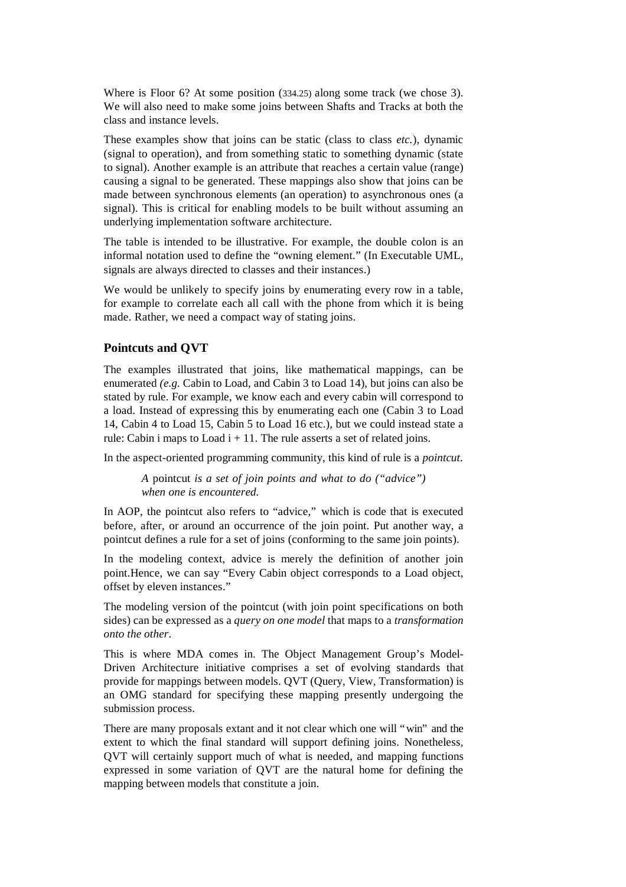Where is Floor 6? At some position (334.25) along some track (we chose 3). We will also need to make some joins between Shafts and Tracks at both the class and instance levels.

These examples show that joins can be static (class to class *etc.*), dynamic (signal to operation), and from something static to something dynamic (state to signal). Another example is an attribute that reaches a certain value (range) causing a signal to be generated. These mappings also show that joins can be made between synchronous elements (an operation) to asynchronous ones (a signal). This is critical for enabling models to be built without assuming an underlying implementation software architecture.

The table is intended to be illustrative. For example, the double colon is an informal notation used to define the "owning element." (In Executable UML, signals are always directed to classes and their instances.)

We would be unlikely to specify joins by enumerating every row in a table, for example to correlate each all call with the phone from which it is being made. Rather, we need a compact way of stating joins.

## Pointcuts and QVT

The examples illustrated that joins, like mathematical mappings, can be enumerated *(e.g.* Cabin to Load, and Cabin 3 to Load 14), but joins can also be stated by rule. For example, we know each and every cabin will correspond to a load. Instead of expressing this by enumerating each one (Cabin 3 to Load 14, Cabin 4 to Load 15, Cabin 5 to Load 16 etc.), but we could instead state a rule: Cabin i maps to Load i + 11. The rule asserts a set of related joins.

In the aspect-oriented programming community, this kind of rule is a *pointcut*.

> *A* pointcut *is a set of join points and what to do ("advice") when one is encountered.*

In AOP, the pointcut also refers to "advice," which is code that is executed before, after, or around an occurrence of the join point. Put another way, a pointcut defines a rule for a set of joins (conforming to the same join points).

In the modeling context, advice is merely the definition of another join point.Hence, we can say "Every Cabin object corresponds to a Load object, offset by eleven instances."

The modeling version of the pointcut (with join point specifications on both sides) can be expressed as a *query on one model* that maps to a *transformation onto the other*.

This is where MDA comes in. The Object Management Group's Model-Driven Architecture initiative comprises a set of evolving standards that provide for mappings between models. QVT (Query, View, Transformation) is an OMG standard for specifying these mapping presently undergoing the submission process.

There are many proposals extant and it not clear which one will "win" and the extent to which the final standard will support defining joins. Nonetheless, QVT will certainly support much of what is needed, and mapping functions expressed in some variation of QVT are the natural home for defining the mapping between models that constitute a join.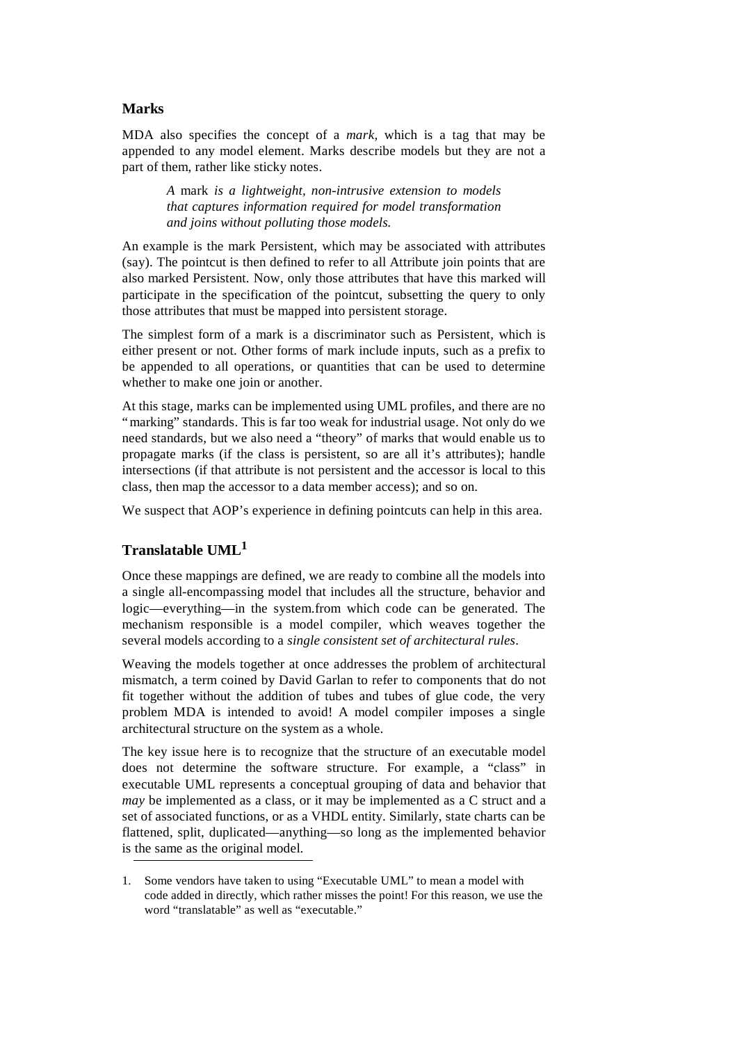### Marks

MDA also specifies the concept of a *mark*, which is a tag that may be appended to any model element. Marks describe models but they are not a part of them, rather like sticky notes.

> *A* mark *is a lightweight, non-intrusive extension to models that captures information required for model transformation and joins without polluting those models.*

An example is the mark Persistent, which may be associated with attributes (say). The pointcut is then defined to refer to all Attribute join points that are also marked Persistent. Now, only those attributes that have this marked will participate in the specification of the pointcut, subsetting the query to only those attributes that must be mapped into persistent storage.

The simplest form of a mark is a discriminator such as Persistent, which is either present or not. Other forms of mark include inputs, such as a prefix to be appended to all operations, or quantities that can be used to determine whether to make one join or another.

At this stage, marks can be implemented using UML profiles, and there are no "marking" standards. This is far too weak for industrial usage. Not only do we need standards, but we also need a "theory" of marks that would enable us to propagate marks (if the class is persistent, so are all it's attributes); handle intersections (if that attribute is not persistent and the accessor is local to this class, then map the accessor to a data member access); and so on.

We suspect that AOP's experience in defining pointcuts can help in this area.

### Translatable UML[1]

Once these mappings are defined, we are ready to combine all the models into a single all-encompassing model that includes all the structure, behavior and logic—everything—in the system.from which code can be generated. The mechanism responsible is a model compiler, which weaves together the several models according to a *single consistent set of architectural rules*.

Weaving the models together at once addresses the problem of architectural mismatch, a term coined by David Garlan to refer to components that do not fit together without the addition of tubes and tubes of glue code, the very problem MDA is intended to avoid! A model compiler imposes a single architectural structure on the system as a whole.

The key issue here is to recognize that the structure of an executable model does not determine the software structure. For example, a "class" in executable UML represents a conceptual grouping of data and behavior that *may* be implemented as a class, or it may be implemented as a C struct and a set of associated functions, or as a VHDL entity. Similarly, state charts can be flattened, split, duplicated—anything—so long as the implemented behavior is the same as the original model.

---

1. Some vendors have taken to using "Executable UML" to mean a model with code added in directly, which rather misses the point! For this reason, we use the word "translatable" as well as "executable."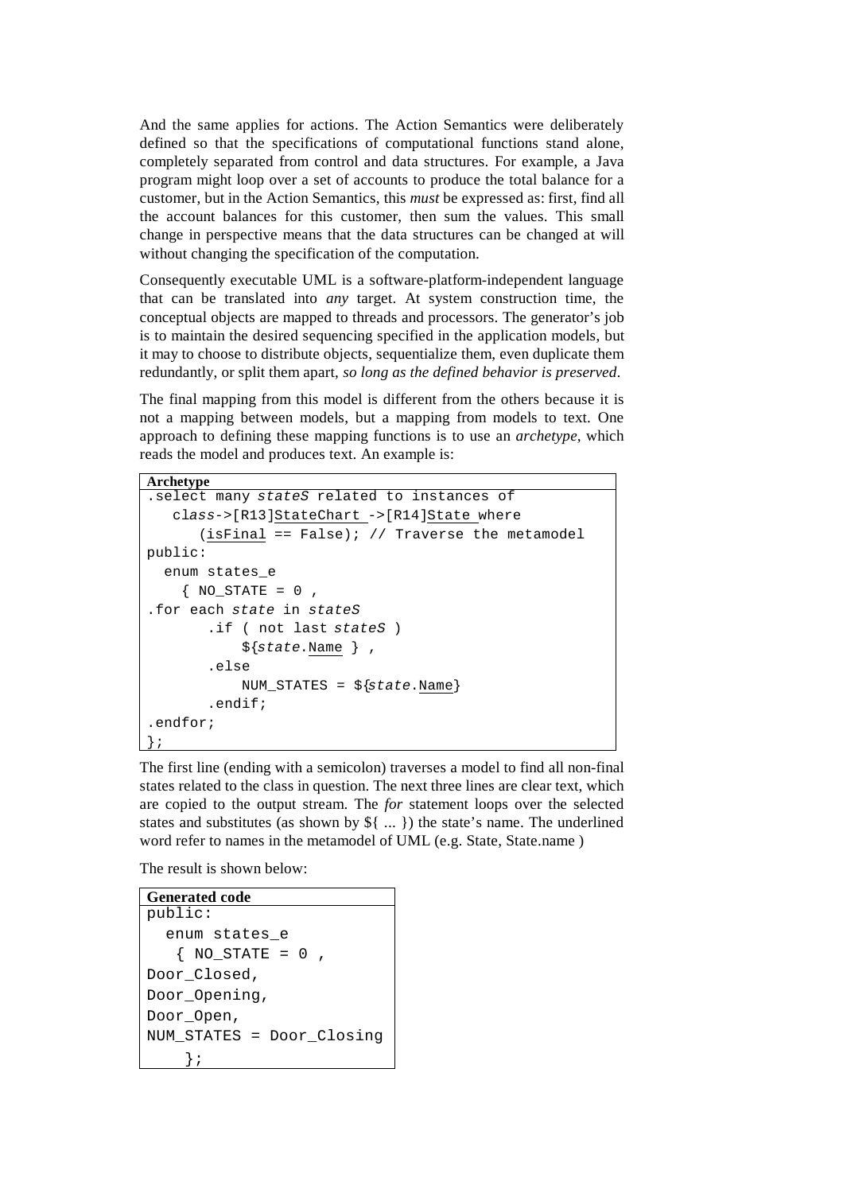And the same applies for actions. The Action Semantics were deliberately defined so that the specifications of computational functions stand alone, completely separated from control and data structures. For example, a Java program might loop over a set of accounts to produce the total balance for a customer, but in the Action Semantics, this *must* be expressed as: first, find all the account balances for this customer, then sum the values. This small change in perspective means that the data structures can be changed at will without changing the specification of the computation.

Consequently executable UML is a software-platform-independent language that can be translated into *any* target. At system construction time, the conceptual objects are mapped to threads and processors. The generator's job is to maintain the desired sequencing specified in the application models, but it may to choose to distribute objects, sequentialize them, even duplicate them redundantly, or split them apart, *so long as the defined behavior is preserved*.

The final mapping from this model is different from the others because it is not a mapping between models, but a mapping from models to text. One approach to defining these mapping functions is to use an *archetype*, which reads the model and produces text. An example is:

**Archetype**

```
.select many stateS related to instances of
   class->[R13]StateChart ->[R14]State where
      (isFinal == False); // Traverse the metamodel
public:
  enum states_e
    { NO_STATE = 0 ,
.for each state in stateS
       .if ( not last stateS )
           ${state.Name } ,
       .else
           NUM_STATES = ${state.Name}
       .endif;
.endfor;
};
```

The first line (ending with a semicolon) traverses a model to find all non-final states related to the class in question. The next three lines are clear text, which are copied to the output stream. The *for* statement loops over the selected states and substitutes (as shown by ${ ... }) the state's name. The underlined word refer to names in the metamodel of UML (e.g. State, State.name )

The result is shown below:

**Generated code**

```
public:
  enum states_e
   { NO_STATE = 0 ,
Door_Closed,
Door_Opening,
Door_Open,
NUM_STATES = Door_Closing
    };
```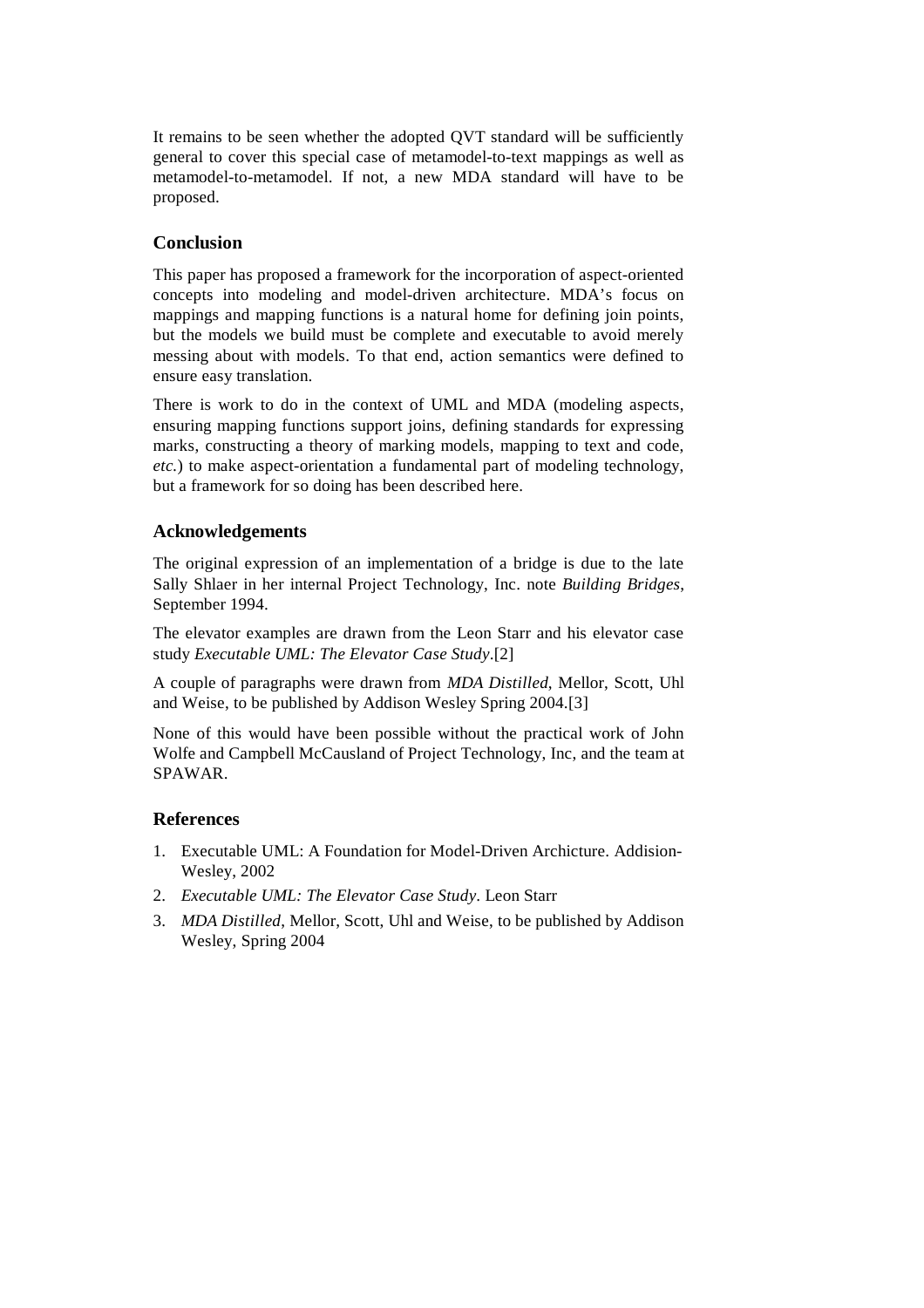It remains to be seen whether the adopted QVT standard will be sufficiently general to cover this special case of metamodel-to-text mappings as well as metamodel-to-metamodel. If not, a new MDA standard will have to be proposed.

### Conclusion

This paper has proposed a framework for the incorporation of aspect-oriented concepts into modeling and model-driven architecture. MDA's focus on mappings and mapping functions is a natural home for defining join points, but the models we build must be complete and executable to avoid merely messing about with models. To that end, action semantics were defined to ensure easy translation.

There is work to do in the context of UML and MDA (modeling aspects, ensuring mapping functions support joins, defining standards for expressing marks, constructing a theory of marking models, mapping to text and code, *etc.*) to make aspect-orientation a fundamental part of modeling technology, but a framework for so doing has been described here.

### Acknowledgements

The original expression of an implementation of a bridge is due to the late Sally Shlaer in her internal Project Technology, Inc. note *Building Bridges*, September 1994.

The elevator examples are drawn from the Leon Starr and his elevator case study *Executable UML: The Elevator Case Study*.[2]

A couple of paragraphs were drawn from *MDA Distilled*, Mellor, Scott, Uhl and Weise, to be published by Addison Wesley Spring 2004.[3]

None of this would have been possible without the practical work of John Wolfe and Campbell McCausland of Project Technology, Inc, and the team at SPAWAR.

### References

1. Executable UML: A Foundation for Model-Driven Archicture. Addision-Wesley, 2002
2. *Executable UML: The Elevator Case Study*. Leon Starr
3. *MDA Distilled*, Mellor, Scott, Uhl and Weise, to be published by Addison Wesley, Spring 2004